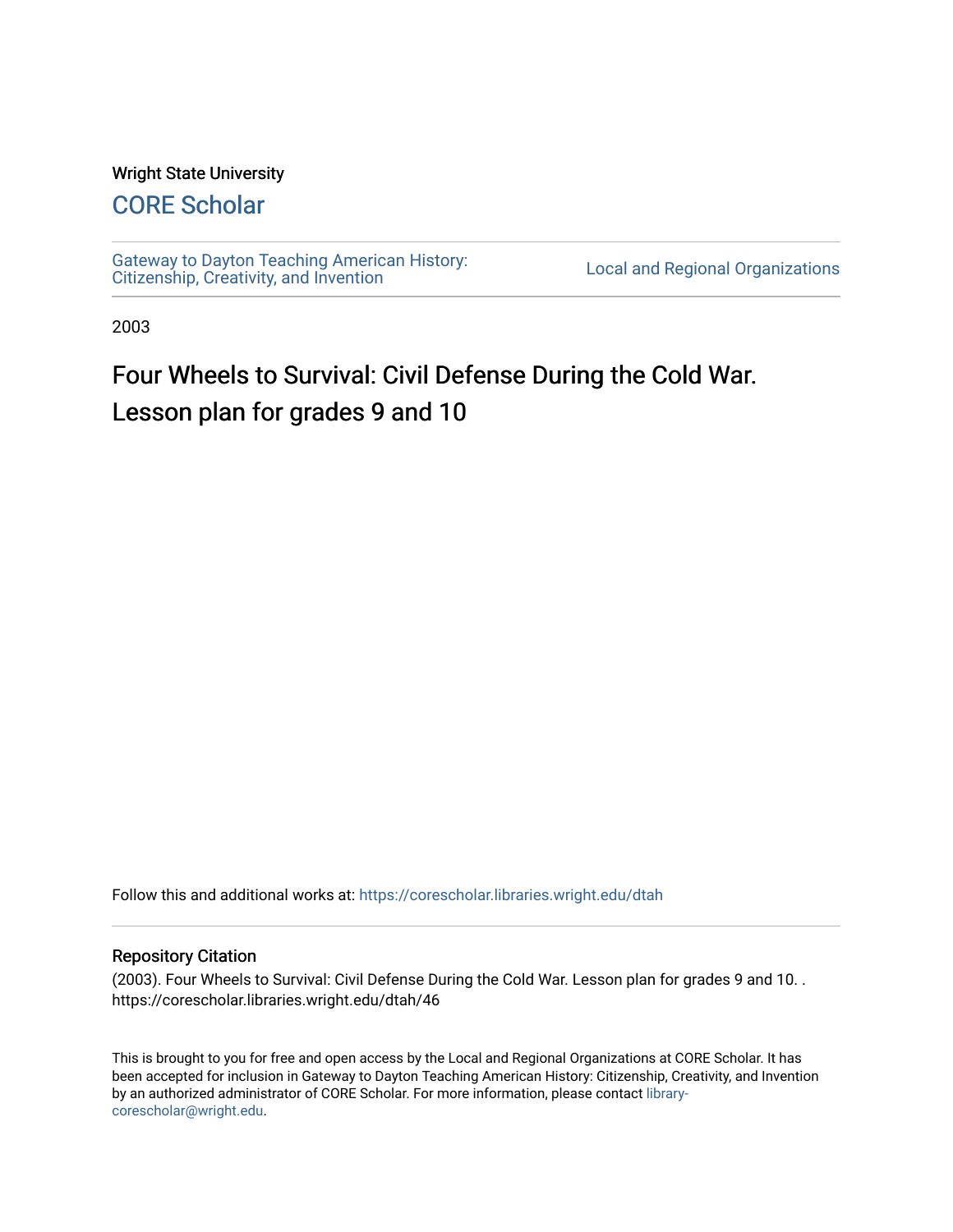Wright State University

## CORE Scholar

Gateway to Dayton Teaching American History: Citizenship, Creativity, and Invention

Local and Regional Organizations

2003

# Four Wheels to Survival: Civil Defense During the Cold War. Lesson plan for grades 9 and 10

Follow this and additional works at: https://corescholar.libraries.wright.edu/dtah

### Repository Citation

(2003). Four Wheels to Survival: Civil Defense During the Cold War. Lesson plan for grades 9 and 10. . https://corescholar.libraries.wright.edu/dtah/46

This is brought to you for free and open access by the Local and Regional Organizations at CORE Scholar. It has been accepted for inclusion in Gateway to Dayton Teaching American History: Citizenship, Creativity, and Invention by an authorized administrator of CORE Scholar. For more information, please contact library-corescholar@wright.edu.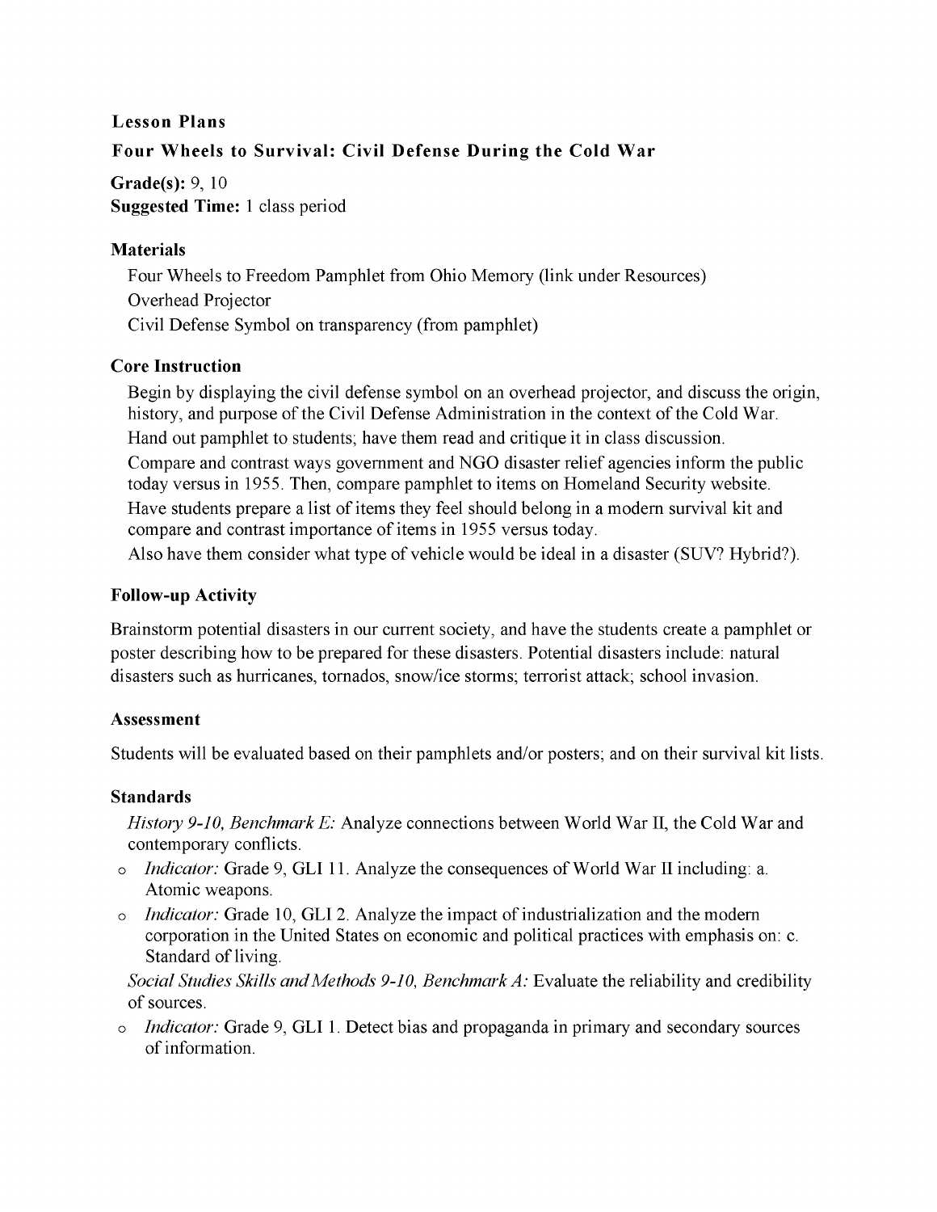## Lesson Plans

### Four Wheels to Survival: Civil Defense During the Cold War

**Grade(s):** 9, 10
**Suggested Time:** 1 class period

#### Materials

Four Wheels to Freedom Pamphlet from Ohio Memory (link under Resources)
Overhead Projector
Civil Defense Symbol on transparency (from pamphlet)

#### Core Instruction

Begin by displaying the civil defense symbol on an overhead projector, and discuss the origin, history, and purpose of the Civil Defense Administration in the context of the Cold War.
Hand out pamphlet to students; have them read and critique it in class discussion.
Compare and contrast ways government and NGO disaster relief agencies inform the public today versus in 1955. Then, compare pamphlet to items on Homeland Security website.
Have students prepare a list of items they feel should belong in a modern survival kit and compare and contrast importance of items in 1955 versus today.
Also have them consider what type of vehicle would be ideal in a disaster (SUV? Hybrid?).

#### Follow-up Activity

Brainstorm potential disasters in our current society, and have the students create a pamphlet or poster describing how to be prepared for these disasters. Potential disasters include: natural disasters such as hurricanes, tornados, snow/ice storms; terrorist attack; school invasion.

#### Assessment

Students will be evaluated based on their pamphlets and/or posters; and on their survival kit lists.

#### Standards

*History 9-10, Benchmark E:* Analyze connections between World War II, the Cold War and contemporary conflicts.

- *Indicator:* Grade 9, GLI 11. Analyze the consequences of World War II including: a. Atomic weapons.
- *Indicator:* Grade 10, GLI 2. Analyze the impact of industrialization and the modern corporation in the United States on economic and political practices with emphasis on: c. Standard of living.

*Social Studies Skills and Methods 9-10, Benchmark A:* Evaluate the reliability and credibility of sources.

- *Indicator:* Grade 9, GLI 1. Detect bias and propaganda in primary and secondary sources of information.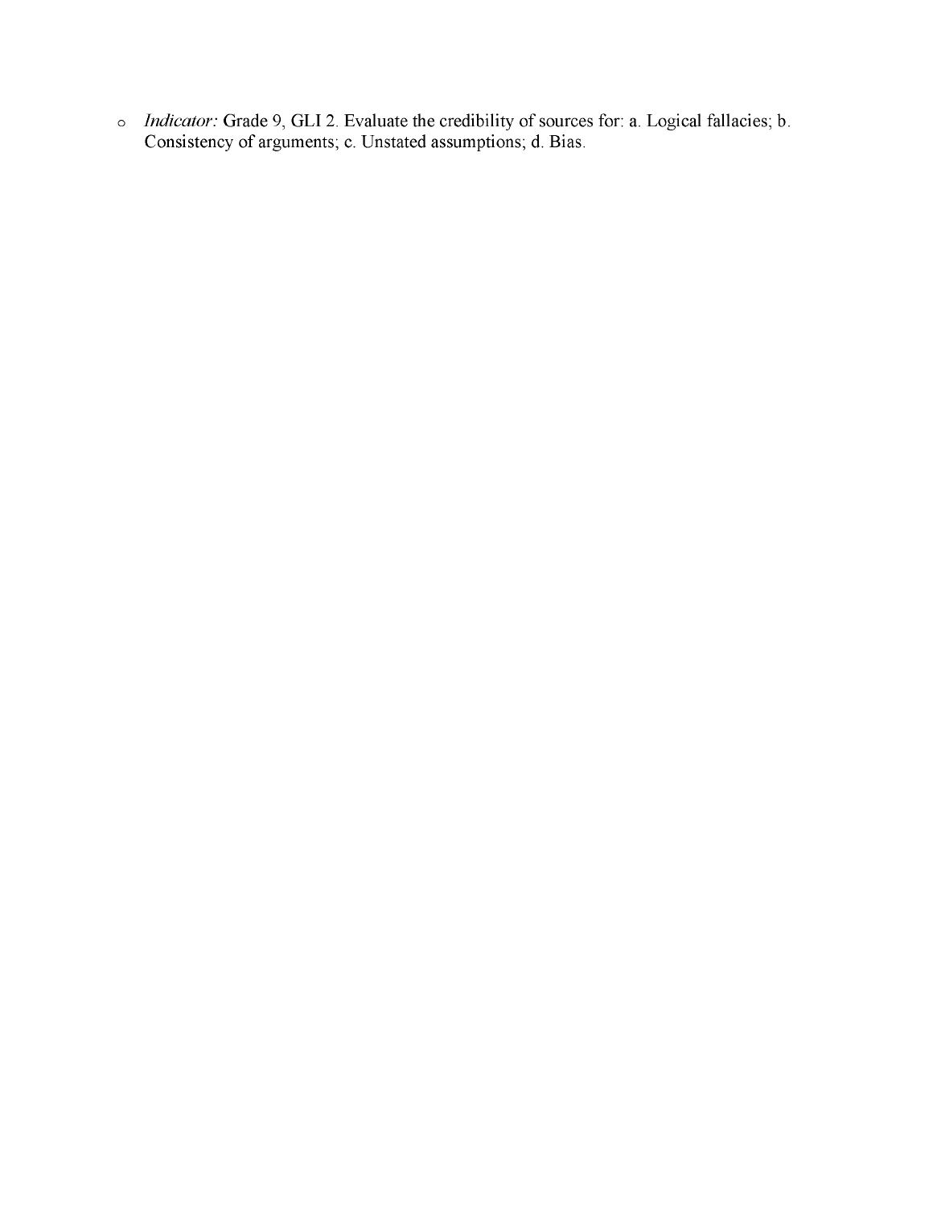- *Indicator:* Grade 9, GLI 2. Evaluate the credibility of sources for: a. Logical fallacies; b. Consistency of arguments; c. Unstated assumptions; d. Bias.